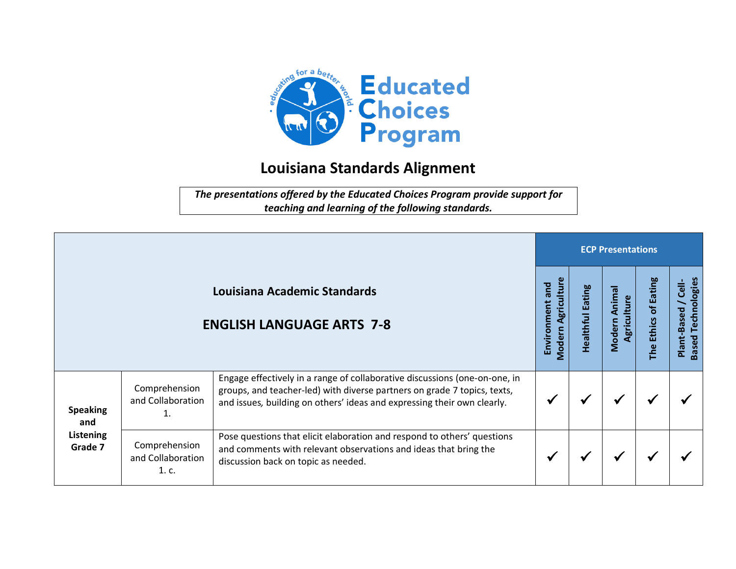# Educated Choices Program

## Louisiana Standards Alignment

***The presentations offered by the Educated Choices Program provide support for teaching and learning of the following standards.***

| **Louisiana Academic Standards**<br><br>**ENGLISH LANGUAGE ARTS 7-8** | | | **ECP Presentations** | | | | |
|---|---|---|---|---|---|---|---|
| | | | **Environment and Modern Agriculture** | **Healthful Eating** | **Modern Animal Agriculture** | **The Ethics of Eating** | **Plant-Based / Cell-Based Technologies** |
| **Speaking and Listening Grade 7** | Comprehension and Collaboration 1. | Engage effectively in a range of collaborative discussions (one-on-one, in groups, and teacher-led) with diverse partners on grade 7 topics, texts, and issues, building on others' ideas and expressing their own clearly. | ✓ | ✓ | ✓ | ✓ | ✓ |
| | Comprehension and Collaboration 1. c. | Pose questions that elicit elaboration and respond to others' questions and comments with relevant observations and ideas that bring the discussion back on topic as needed. | ✓ | ✓ | ✓ | ✓ | ✓ |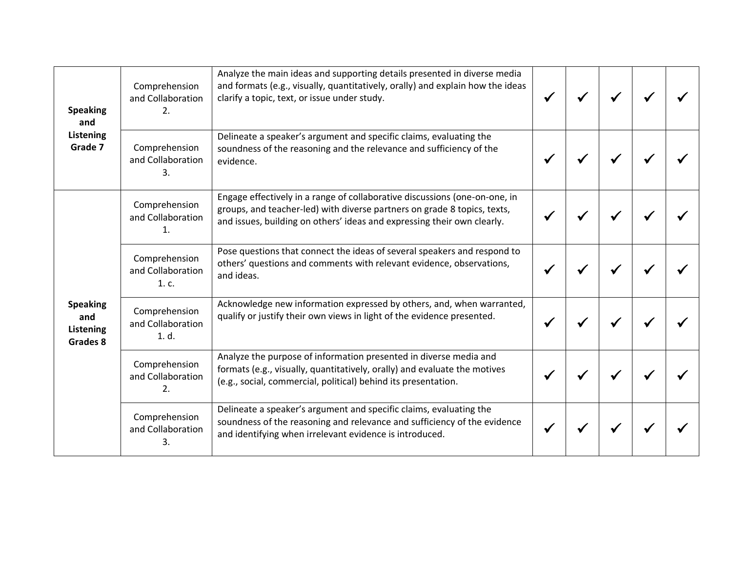| | | | | | | | |
|---|---|---|---|---|---|---|---|
| **Speaking and Listening Grade 7** | Comprehension and Collaboration 2. | Analyze the main ideas and supporting details presented in diverse media and formats (e.g., visually, quantitatively, orally) and explain how the ideas clarify a topic, text, or issue under study. | ✔ | ✔ | ✔ | ✔ | ✔ |
| | Comprehension and Collaboration 3. | Delineate a speaker's argument and specific claims, evaluating the soundness of the reasoning and the relevance and sufficiency of the evidence. | ✔ | ✔ | ✔ | ✔ | ✔ |
| **Speaking and Listening Grades 8** | Comprehension and Collaboration 1. | Engage effectively in a range of collaborative discussions (one-on-one, in groups, and teacher-led) with diverse partners on grade 8 topics, texts, and issues, building on others' ideas and expressing their own clearly. | ✔ | ✔ | ✔ | ✔ | ✔ |
| | Comprehension and Collaboration 1. c. | Pose questions that connect the ideas of several speakers and respond to others' questions and comments with relevant evidence, observations, and ideas. | ✔ | ✔ | ✔ | ✔ | ✔ |
| | Comprehension and Collaboration 1. d. | Acknowledge new information expressed by others, and, when warranted, qualify or justify their own views in light of the evidence presented. | ✔ | ✔ | ✔ | ✔ | ✔ |
| | Comprehension and Collaboration 2. | Analyze the purpose of information presented in diverse media and formats (e.g., visually, quantitatively, orally) and evaluate the motives (e.g., social, commercial, political) behind its presentation. | ✔ | ✔ | ✔ | ✔ | ✔ |
| | Comprehension and Collaboration 3. | Delineate a speaker's argument and specific claims, evaluating the soundness of the reasoning and relevance and sufficiency of the evidence and identifying when irrelevant evidence is introduced. | ✔ | ✔ | ✔ | ✔ | ✔ |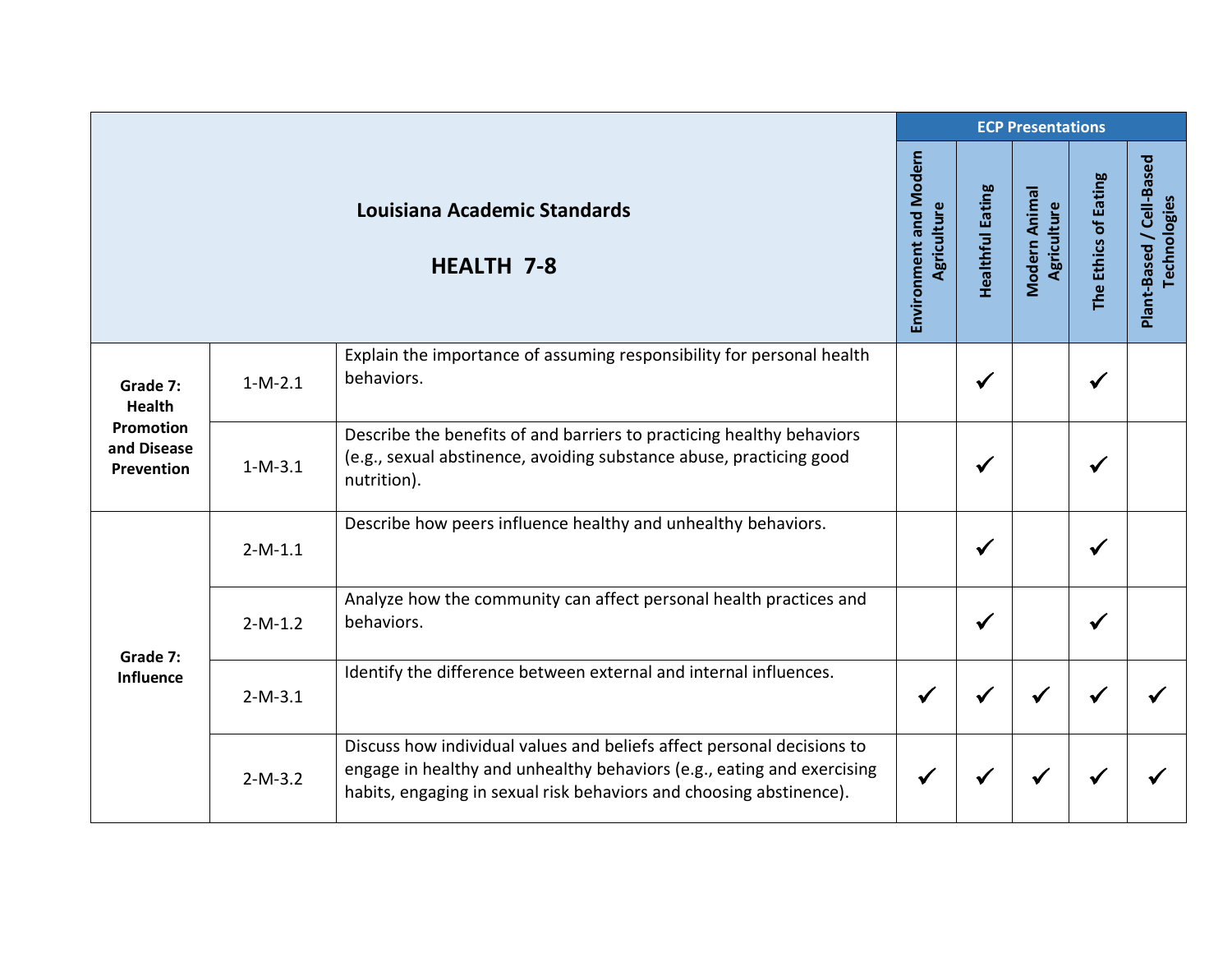| Louisiana Academic Standards HEALTH 7-8 | | | ECP Presentations | | | | |
|---|---|---|---|---|---|---|---|
| | | | Environment and Modern Agriculture | Healthful Eating | Modern Animal Agriculture | The Ethics of Eating | Plant-Based / Cell-Based Technologies |
| **Grade 7: Health Promotion and Disease Prevention** | 1-M-2.1 | Explain the importance of assuming responsibility for personal health behaviors. | | ✓ | | ✓ | |
| | 1-M-3.1 | Describe the benefits of and barriers to practicing healthy behaviors (e.g., sexual abstinence, avoiding substance abuse, practicing good nutrition). | | ✓ | | ✓ | |
| **Grade 7: Influence** | 2-M-1.1 | Describe how peers influence healthy and unhealthy behaviors. | | ✓ | | ✓ | |
| | 2-M-1.2 | Analyze how the community can affect personal health practices and behaviors. | | ✓ | | ✓ | |
| | 2-M-3.1 | Identify the difference between external and internal influences. | ✓ | ✓ | ✓ | ✓ | ✓ |
| | 2-M-3.2 | Discuss how individual values and beliefs affect personal decisions to engage in healthy and unhealthy behaviors (e.g., eating and exercising habits, engaging in sexual risk behaviors and choosing abstinence). | ✓ | ✓ | ✓ | ✓ | ✓ |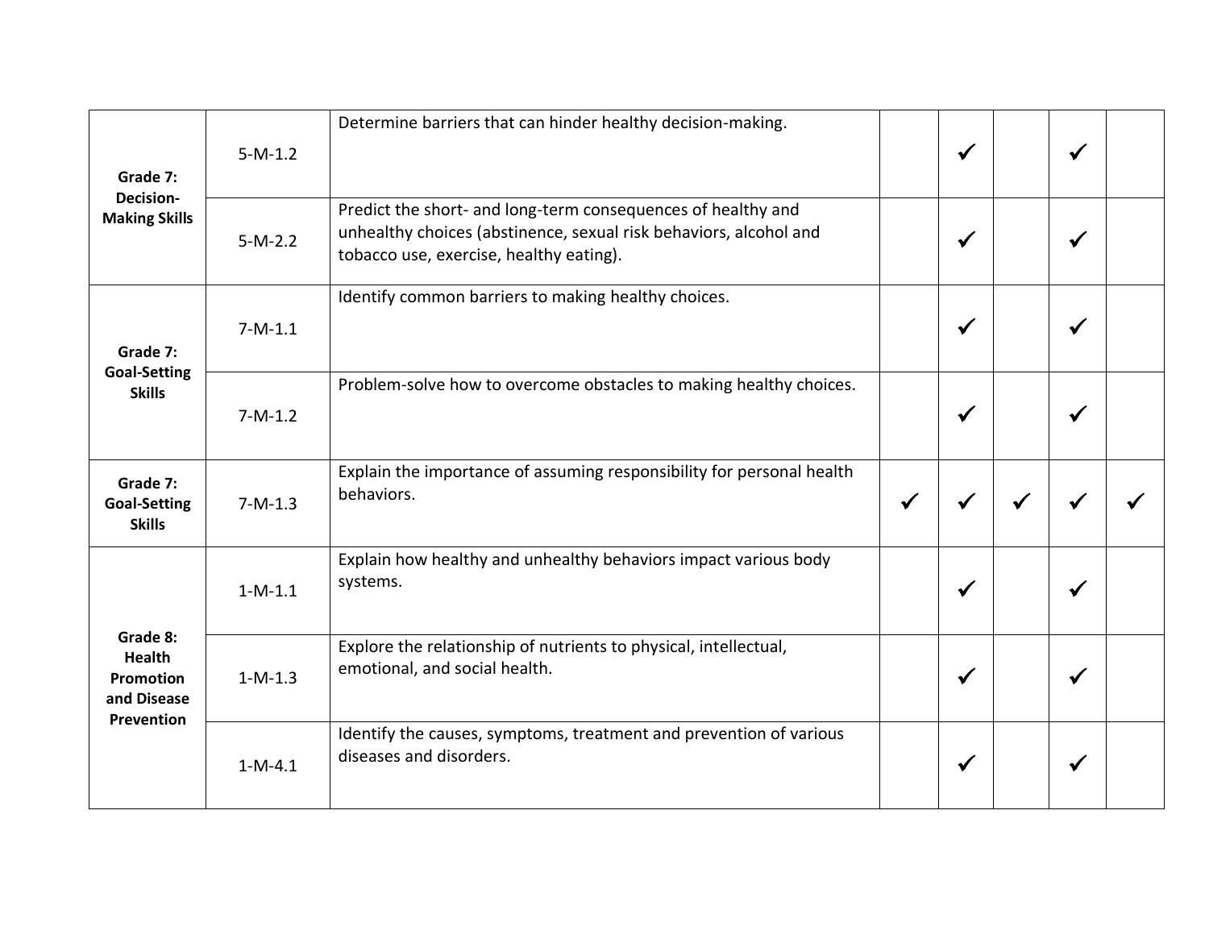| | | | | | | | |
|---|---|---|---|---|---|---|---|
| Grade 7: Decision-Making Skills | 5-M-1.2 | Determine barriers that can hinder healthy decision-making. | | ✓ | | ✓ | |
| | 5-M-2.2 | Predict the short- and long-term consequences of healthy and unhealthy choices (abstinence, sexual risk behaviors, alcohol and tobacco use, exercise, healthy eating). | | ✓ | | ✓ | |
| Grade 7: Goal-Setting Skills | 7-M-1.1 | Identify common barriers to making healthy choices. | | ✓ | | ✓ | |
| | 7-M-1.2 | Problem-solve how to overcome obstacles to making healthy choices. | | ✓ | | ✓ | |
| Grade 7: Goal-Setting Skills | 7-M-1.3 | Explain the importance of assuming responsibility for personal health behaviors. | ✓ | ✓ | ✓ | ✓ | ✓ |
| Grade 8: Health Promotion and Disease Prevention | 1-M-1.1 | Explain how healthy and unhealthy behaviors impact various body systems. | | ✓ | | ✓ | |
| | 1-M-1.3 | Explore the relationship of nutrients to physical, intellectual, emotional, and social health. | | ✓ | | ✓ | |
| | 1-M-4.1 | Identify the causes, symptoms, treatment and prevention of various diseases and disorders. | | ✓ | | ✓ | |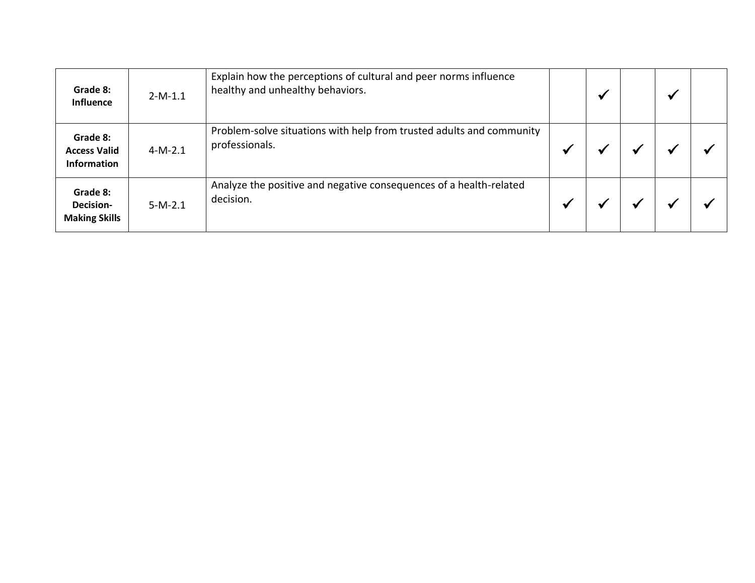| | | | | | | | |
|---|---|---|---|---|---|---|---|
| **Grade 8: Influence** | 2-M-1.1 | Explain how the perceptions of cultural and peer norms influence healthy and unhealthy behaviors. | | ✓ | | ✓ | |
| **Grade 8: Access Valid Information** | 4-M-2.1 | Problem-solve situations with help from trusted adults and community professionals. | ✓ | ✓ | ✓ | ✓ | ✓ |
| **Grade 8: Decision-Making Skills** | 5-M-2.1 | Analyze the positive and negative consequences of a health-related decision. | ✓ | ✓ | ✓ | ✓ | ✓ |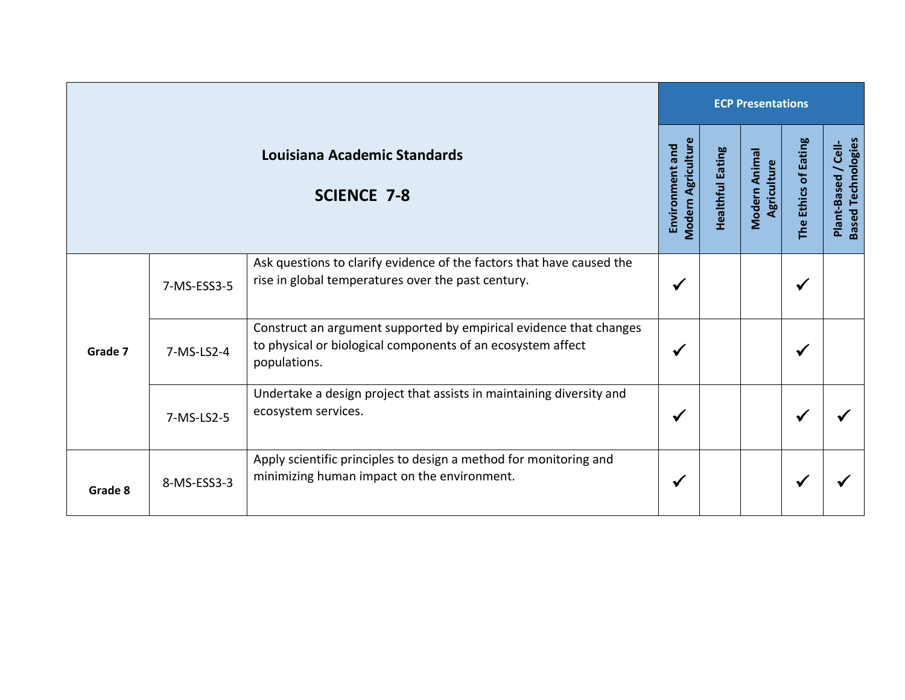| Louisiana Academic Standards<br><br>SCIENCE 7-8 | | | ECP Presentations | | | | |
|---|---|---|---|---|---|---|---|
| | | | Environment and Modern Agriculture | Healthful Eating | Modern Animal Agriculture | The Ethics of Eating | Plant-Based / Cell-Based Technologies |
| Grade 7 | 7-MS-ESS3-5 | Ask questions to clarify evidence of the factors that have caused the rise in global temperatures over the past century. | ✓ | | | ✓ | |
| | 7-MS-LS2-4 | Construct an argument supported by empirical evidence that changes to physical or biological components of an ecosystem affect populations. | ✓ | | | ✓ | |
| | 7-MS-LS2-5 | Undertake a design project that assists in maintaining diversity and ecosystem services. | ✓ | | | ✓ | ✓ |
| Grade 8 | 8-MS-ESS3-3 | Apply scientific principles to design a method for monitoring and minimizing human impact on the environment. | ✓ | | | ✓ | ✓ |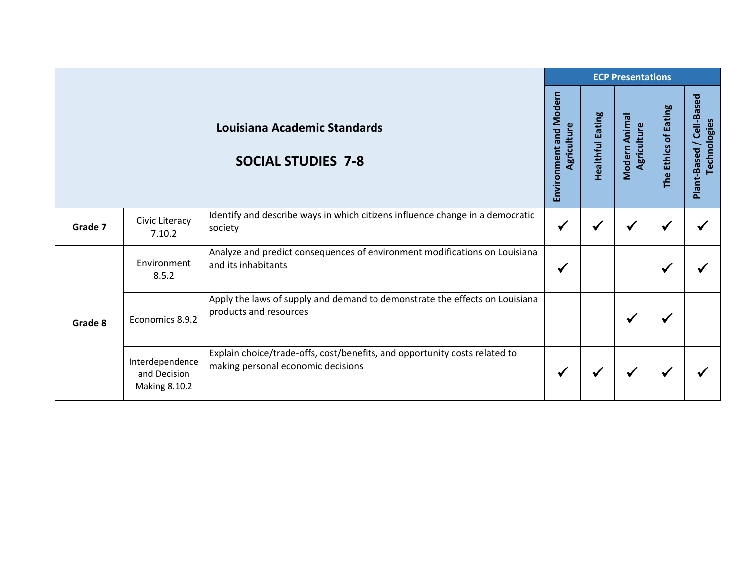| Louisiana Academic Standards<br><br>SOCIAL STUDIES 7-8 | | | ECP Presentations | | | | |
|---|---|---|---|---|---|---|---|
| | | | Environment and Modern Agriculture | Healthful Eating | Modern Animal Agriculture | The Ethics of Eating | Plant-Based / Cell-Based Technologies |
| **Grade 7** | Civic Literacy 7.10.2 | Identify and describe ways in which citizens influence change in a democratic society | ✓ | ✓ | ✓ | ✓ | ✓ |
| **Grade 8** | Environment 8.5.2 | Analyze and predict consequences of environment modifications on Louisiana and its inhabitants | ✓ | | | ✓ | ✓ |
| | Economics 8.9.2 | Apply the laws of supply and demand to demonstrate the effects on Louisiana products and resources | | | ✓ | ✓ | |
| | Interdependence and Decision Making 8.10.2 | Explain choice/trade-offs, cost/benefits, and opportunity costs related to making personal economic decisions | ✓ | ✓ | ✓ | ✓ | ✓ |